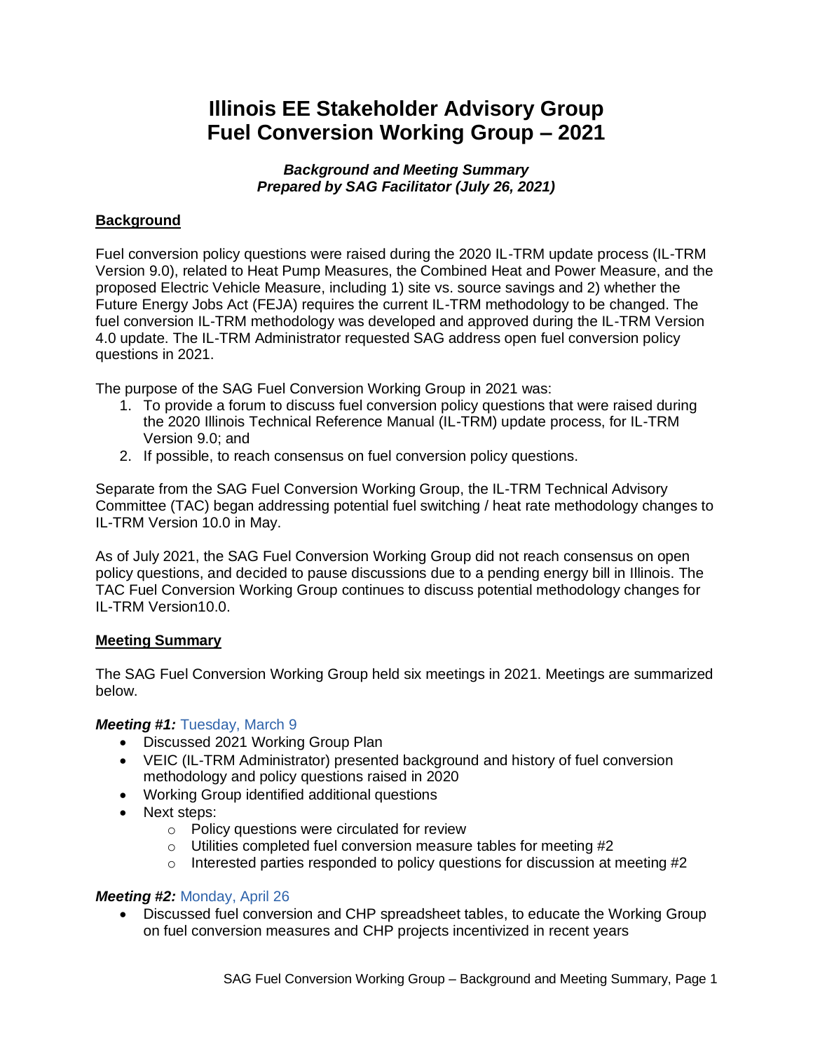# Illinois EE Stakeholder Advisory Group
# Fuel Conversion Working Group – 2021

***Background and Meeting Summary***
***Prepared by SAG Facilitator (July 26, 2021)***

## Background

Fuel conversion policy questions were raised during the 2020 IL-TRM update process (IL-TRM Version 9.0), related to Heat Pump Measures, the Combined Heat and Power Measure, and the proposed Electric Vehicle Measure, including 1) site vs. source savings and 2) whether the Future Energy Jobs Act (FEJA) requires the current IL-TRM methodology to be changed. The fuel conversion IL-TRM methodology was developed and approved during the IL-TRM Version 4.0 update. The IL-TRM Administrator requested SAG address open fuel conversion policy questions in 2021.

The purpose of the SAG Fuel Conversion Working Group in 2021 was:

1. To provide a forum to discuss fuel conversion policy questions that were raised during the 2020 Illinois Technical Reference Manual (IL-TRM) update process, for IL-TRM Version 9.0; and
2. If possible, to reach consensus on fuel conversion policy questions.

Separate from the SAG Fuel Conversion Working Group, the IL-TRM Technical Advisory Committee (TAC) began addressing potential fuel switching / heat rate methodology changes to IL-TRM Version 10.0 in May.

As of July 2021, the SAG Fuel Conversion Working Group did not reach consensus on open policy questions, and decided to pause discussions due to a pending energy bill in Illinois. The TAC Fuel Conversion Working Group continues to discuss potential methodology changes for IL-TRM Version10.0.

## Meeting Summary

The SAG Fuel Conversion Working Group held six meetings in 2021. Meetings are summarized below.

***Meeting #1:*** Tuesday, March 9

- Discussed 2021 Working Group Plan
- VEIC (IL-TRM Administrator) presented background and history of fuel conversion methodology and policy questions raised in 2020
- Working Group identified additional questions
- Next steps:
  - Policy questions were circulated for review
  - Utilities completed fuel conversion measure tables for meeting #2
  - Interested parties responded to policy questions for discussion at meeting #2

***Meeting #2:*** Monday, April 26

- Discussed fuel conversion and CHP spreadsheet tables, to educate the Working Group on fuel conversion measures and CHP projects incentivized in recent years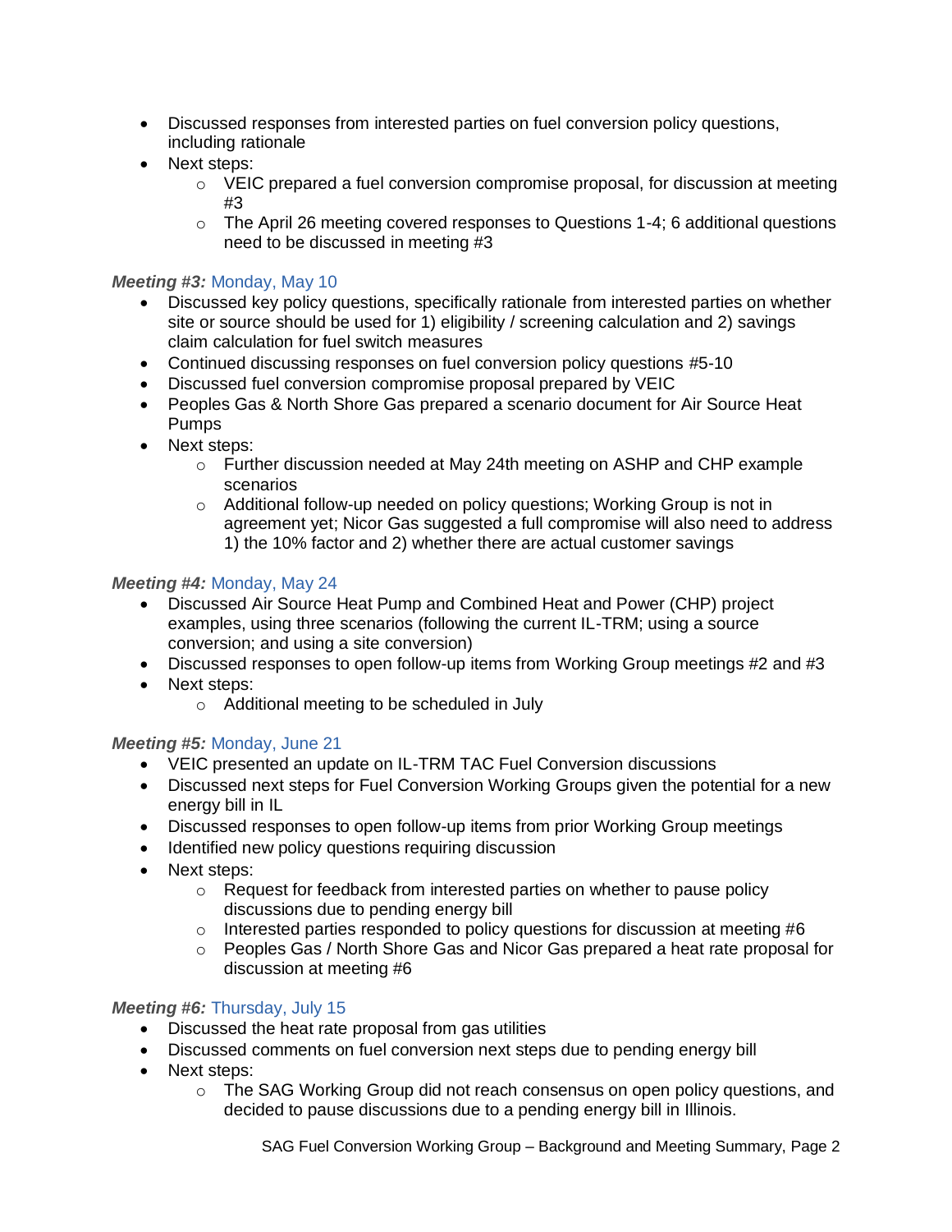- Discussed responses from interested parties on fuel conversion policy questions, including rationale
- Next steps:
  - VEIC prepared a fuel conversion compromise proposal, for discussion at meeting #3
  - The April 26 meeting covered responses to Questions 1-4; 6 additional questions need to be discussed in meeting #3

***Meeting #3:*** Monday, May 10

- Discussed key policy questions, specifically rationale from interested parties on whether site or source should be used for 1) eligibility / screening calculation and 2) savings claim calculation for fuel switch measures
- Continued discussing responses on fuel conversion policy questions #5-10
- Discussed fuel conversion compromise proposal prepared by VEIC
- Peoples Gas & North Shore Gas prepared a scenario document for Air Source Heat Pumps
- Next steps:
  - Further discussion needed at May 24th meeting on ASHP and CHP example scenarios
  - Additional follow-up needed on policy questions; Working Group is not in agreement yet; Nicor Gas suggested a full compromise will also need to address 1) the 10% factor and 2) whether there are actual customer savings

***Meeting #4:*** Monday, May 24

- Discussed Air Source Heat Pump and Combined Heat and Power (CHP) project examples, using three scenarios (following the current IL-TRM; using a source conversion; and using a site conversion)
- Discussed responses to open follow-up items from Working Group meetings #2 and #3
- Next steps:
  - Additional meeting to be scheduled in July

***Meeting #5:*** Monday, June 21

- VEIC presented an update on IL-TRM TAC Fuel Conversion discussions
- Discussed next steps for Fuel Conversion Working Groups given the potential for a new energy bill in IL
- Discussed responses to open follow-up items from prior Working Group meetings
- Identified new policy questions requiring discussion
- Next steps:
  - Request for feedback from interested parties on whether to pause policy discussions due to pending energy bill
  - Interested parties responded to policy questions for discussion at meeting #6
  - Peoples Gas / North Shore Gas and Nicor Gas prepared a heat rate proposal for discussion at meeting #6

***Meeting #6:*** Thursday, July 15

- Discussed the heat rate proposal from gas utilities
- Discussed comments on fuel conversion next steps due to pending energy bill
- Next steps:
  - The SAG Working Group did not reach consensus on open policy questions, and decided to pause discussions due to a pending energy bill in Illinois.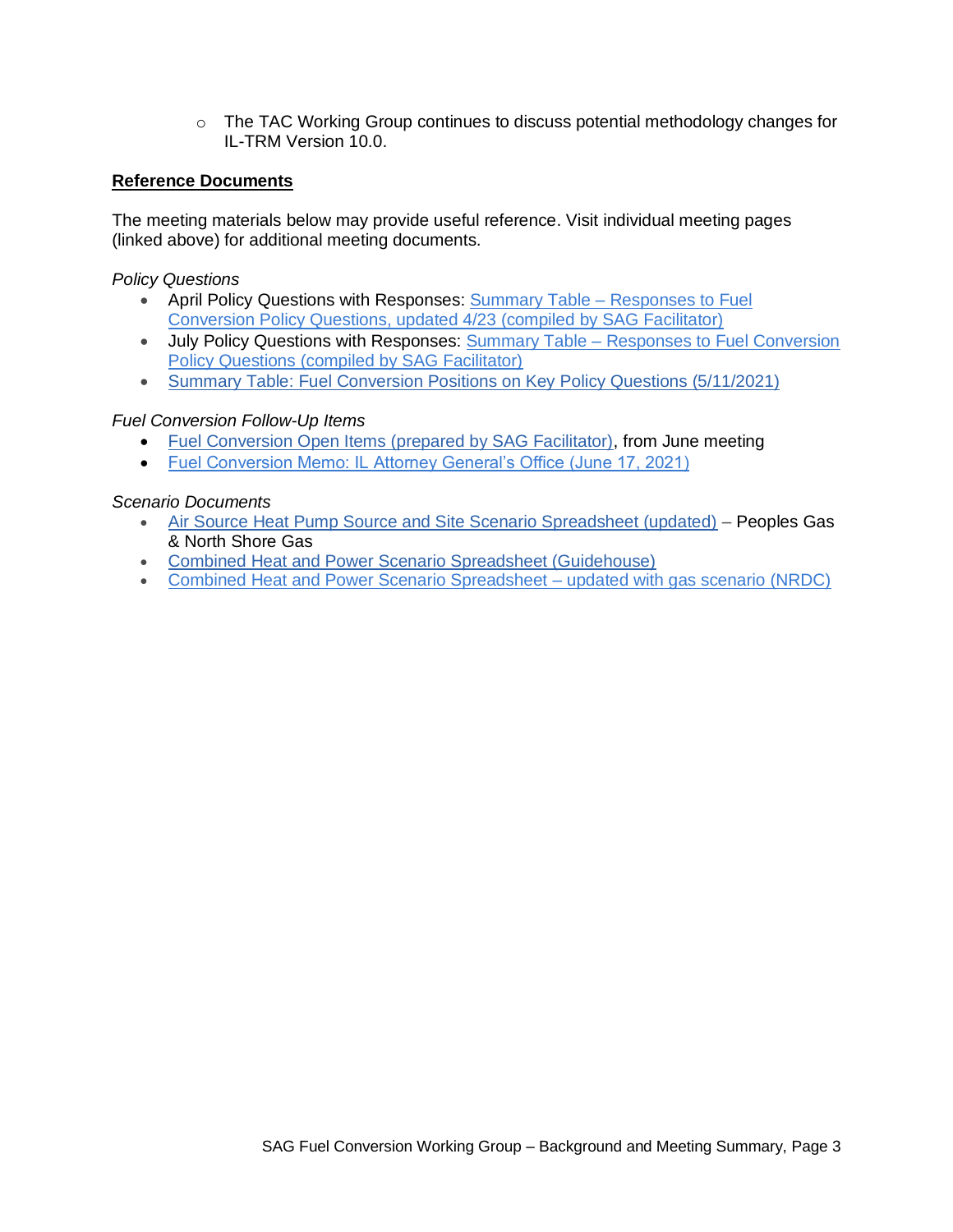- The TAC Working Group continues to discuss potential methodology changes for IL-TRM Version 10.0.

**Reference Documents**

The meeting materials below may provide useful reference. Visit individual meeting pages (linked above) for additional meeting documents.

*Policy Questions*

- April Policy Questions with Responses: Summary Table – Responses to Fuel Conversion Policy Questions, updated 4/23 (compiled by SAG Facilitator)
- July Policy Questions with Responses: Summary Table – Responses to Fuel Conversion Policy Questions (compiled by SAG Facilitator)
- Summary Table: Fuel Conversion Positions on Key Policy Questions (5/11/2021)

*Fuel Conversion Follow-Up Items*

- Fuel Conversion Open Items (prepared by SAG Facilitator), from June meeting
- Fuel Conversion Memo: IL Attorney General's Office (June 17, 2021)

*Scenario Documents*

- Air Source Heat Pump Source and Site Scenario Spreadsheet (updated) – Peoples Gas & North Shore Gas
- Combined Heat and Power Scenario Spreadsheet (Guidehouse)
- Combined Heat and Power Scenario Spreadsheet – updated with gas scenario (NRDC)